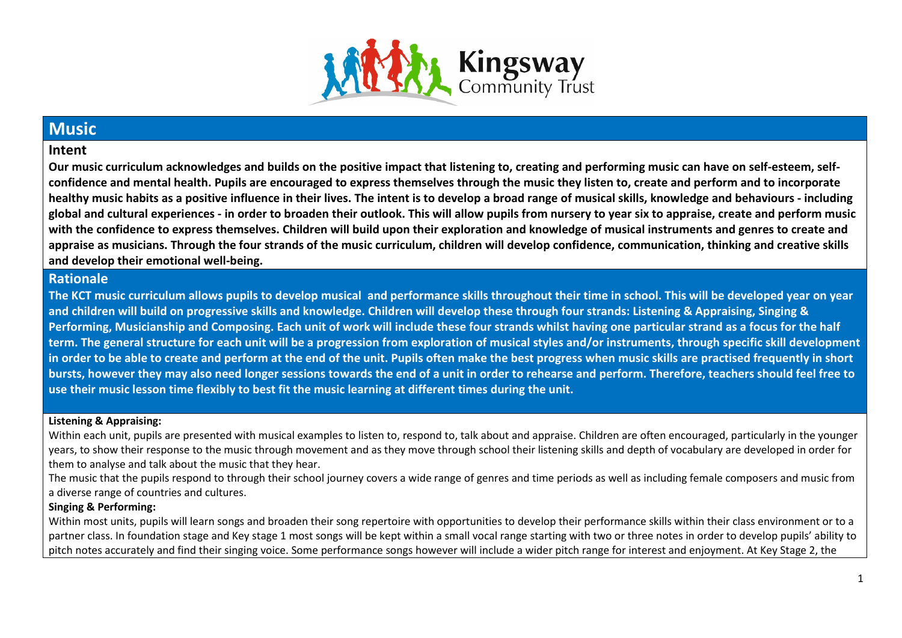# Music

## Intent

**Our music curriculum acknowledges and builds on the positive impact that listening to, creating and performing music can have on self-esteem, self-confidence and mental health. Pupils are encouraged to express themselves through the music they listen to, create and perform and to incorporate healthy music habits as a positive influence in their lives. The intent is to develop a broad range of musical skills, knowledge and behaviours - including global and cultural experiences - in order to broaden their outlook. This will allow pupils from nursery to year six to appraise, create and perform music with the confidence to express themselves. Children will build upon their exploration and knowledge of musical instruments and genres to create and appraise as musicians. Through the four strands of the music curriculum, children will develop confidence, communication, thinking and creative skills and develop their emotional well-being.**

## Rationale

**The KCT music curriculum allows pupils to develop musical and performance skills throughout their time in school. This will be developed year on year and children will build on progressive skills and knowledge. Children will develop these through four strands: Listening & Appraising, Singing & Performing, Musicianship and Composing. Each unit of work will include these four strands whilst having one particular strand as a focus for the half term. The general structure for each unit will be a progression from exploration of musical styles and/or instruments, through specific skill development in order to be able to create and perform at the end of the unit. Pupils often make the best progress when music skills are practised frequently in short bursts, however they may also need longer sessions towards the end of a unit in order to rehearse and perform. Therefore, teachers should feel free to use their music lesson time flexibly to best fit the music learning at different times during the unit.**

**Listening & Appraising:**

Within each unit, pupils are presented with musical examples to listen to, respond to, talk about and appraise. Children are often encouraged, particularly in the younger years, to show their response to the music through movement and as they move through school their listening skills and depth of vocabulary are developed in order for them to analyse and talk about the music that they hear.

The music that the pupils respond to through their school journey covers a wide range of genres and time periods as well as including female composers and music from a diverse range of countries and cultures.

**Singing & Performing:**

Within most units, pupils will learn songs and broaden their song repertoire with opportunities to develop their performance skills within their class environment or to a partner class. In foundation stage and Key stage 1 most songs will be kept within a small vocal range starting with two or three notes in order to develop pupils' ability to pitch notes accurately and find their singing voice. Some performance songs however will include a wider pitch range for interest and enjoyment. At Key Stage 2, the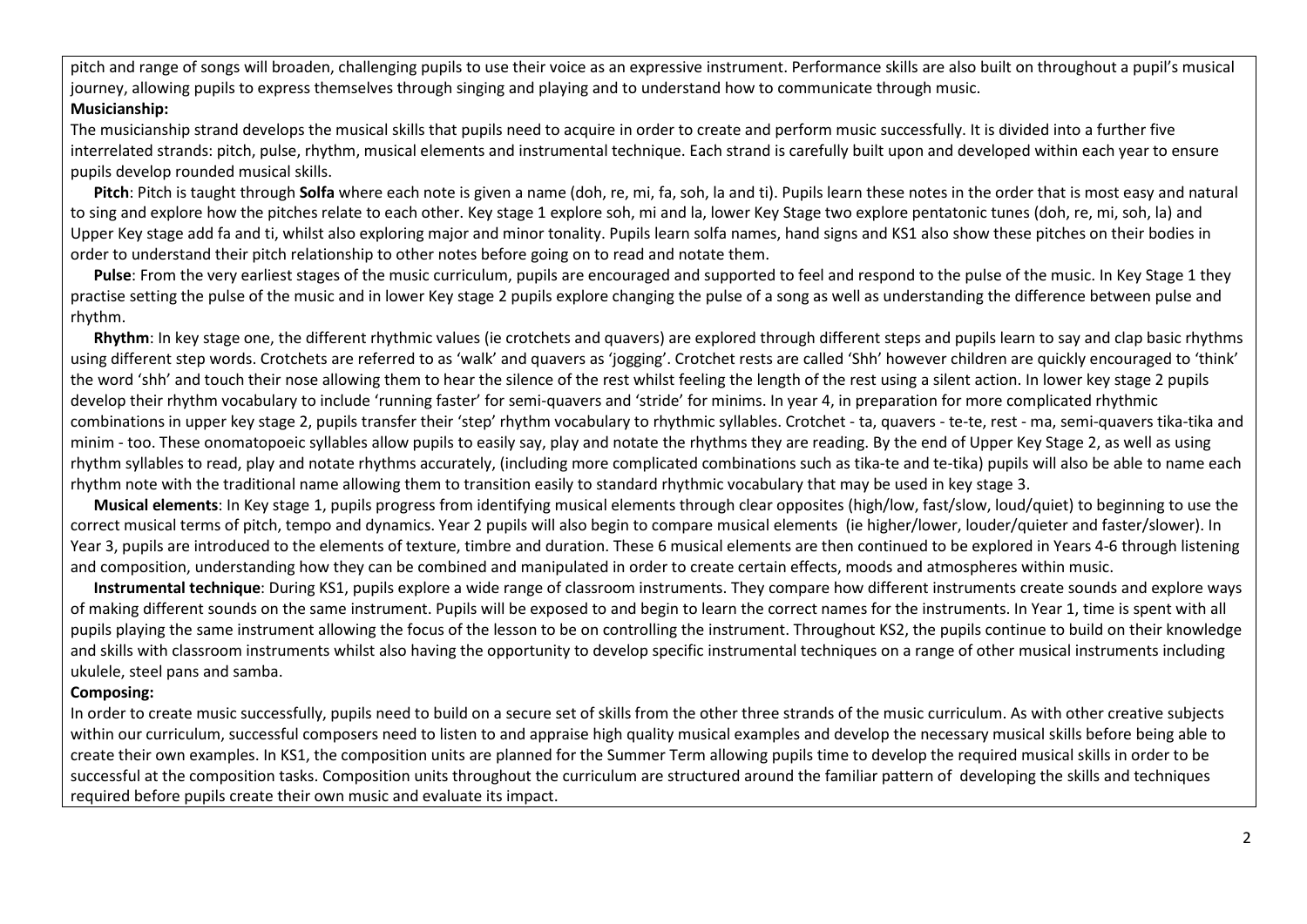pitch and range of songs will broaden, challenging pupils to use their voice as an expressive instrument. Performance skills are also built on throughout a pupil's musical journey, allowing pupils to express themselves through singing and playing and to understand how to communicate through music.

**Musicianship:**

The musicianship strand develops the musical skills that pupils need to acquire in order to create and perform music successfully. It is divided into a further five interrelated strands: pitch, pulse, rhythm, musical elements and instrumental technique. Each strand is carefully built upon and developed within each year to ensure pupils develop rounded musical skills.

**Pitch**: Pitch is taught through **Solfa** where each note is given a name (doh, re, mi, fa, soh, la and ti). Pupils learn these notes in the order that is most easy and natural to sing and explore how the pitches relate to each other. Key stage 1 explore soh, mi and la, lower Key Stage two explore pentatonic tunes (doh, re, mi, soh, la) and Upper Key stage add fa and ti, whilst also exploring major and minor tonality. Pupils learn solfa names, hand signs and KS1 also show these pitches on their bodies in order to understand their pitch relationship to other notes before going on to read and notate them.

**Pulse**: From the very earliest stages of the music curriculum, pupils are encouraged and supported to feel and respond to the pulse of the music. In Key Stage 1 they practise setting the pulse of the music and in lower Key stage 2 pupils explore changing the pulse of a song as well as understanding the difference between pulse and rhythm.

**Rhythm**: In key stage one, the different rhythmic values (ie crotchets and quavers) are explored through different steps and pupils learn to say and clap basic rhythms using different step words. Crotchets are referred to as 'walk' and quavers as 'jogging'. Crotchet rests are called 'Shh' however children are quickly encouraged to 'think' the word 'shh' and touch their nose allowing them to hear the silence of the rest whilst feeling the length of the rest using a silent action. In lower key stage 2 pupils develop their rhythm vocabulary to include 'running faster' for semi-quavers and 'stride' for minims. In year 4, in preparation for more complicated rhythmic combinations in upper key stage 2, pupils transfer their 'step' rhythm vocabulary to rhythmic syllables. Crotchet - ta, quavers - te-te, rest - ma, semi-quavers tika-tika and minim - too. These onomatopoeic syllables allow pupils to easily say, play and notate the rhythms they are reading. By the end of Upper Key Stage 2, as well as using rhythm syllables to read, play and notate rhythms accurately, (including more complicated combinations such as tika-te and te-tika) pupils will also be able to name each rhythm note with the traditional name allowing them to transition easily to standard rhythmic vocabulary that may be used in key stage 3.

**Musical elements**: In Key stage 1, pupils progress from identifying musical elements through clear opposites (high/low, fast/slow, loud/quiet) to beginning to use the correct musical terms of pitch, tempo and dynamics. Year 2 pupils will also begin to compare musical elements (ie higher/lower, louder/quieter and faster/slower). In Year 3, pupils are introduced to the elements of texture, timbre and duration. These 6 musical elements are then continued to be explored in Years 4-6 through listening and composition, understanding how they can be combined and manipulated in order to create certain effects, moods and atmospheres within music.

**Instrumental technique**: During KS1, pupils explore a wide range of classroom instruments. They compare how different instruments create sounds and explore ways of making different sounds on the same instrument. Pupils will be exposed to and begin to learn the correct names for the instruments. In Year 1, time is spent with all pupils playing the same instrument allowing the focus of the lesson to be on controlling the instrument. Throughout KS2, the pupils continue to build on their knowledge and skills with classroom instruments whilst also having the opportunity to develop specific instrumental techniques on a range of other musical instruments including ukulele, steel pans and samba.

**Composing:**

In order to create music successfully, pupils need to build on a secure set of skills from the other three strands of the music curriculum. As with other creative subjects within our curriculum, successful composers need to listen to and appraise high quality musical examples and develop the necessary musical skills before being able to create their own examples. In KS1, the composition units are planned for the Summer Term allowing pupils time to develop the required musical skills in order to be successful at the composition tasks. Composition units throughout the curriculum are structured around the familiar pattern of developing the skills and techniques required before pupils create their own music and evaluate its impact.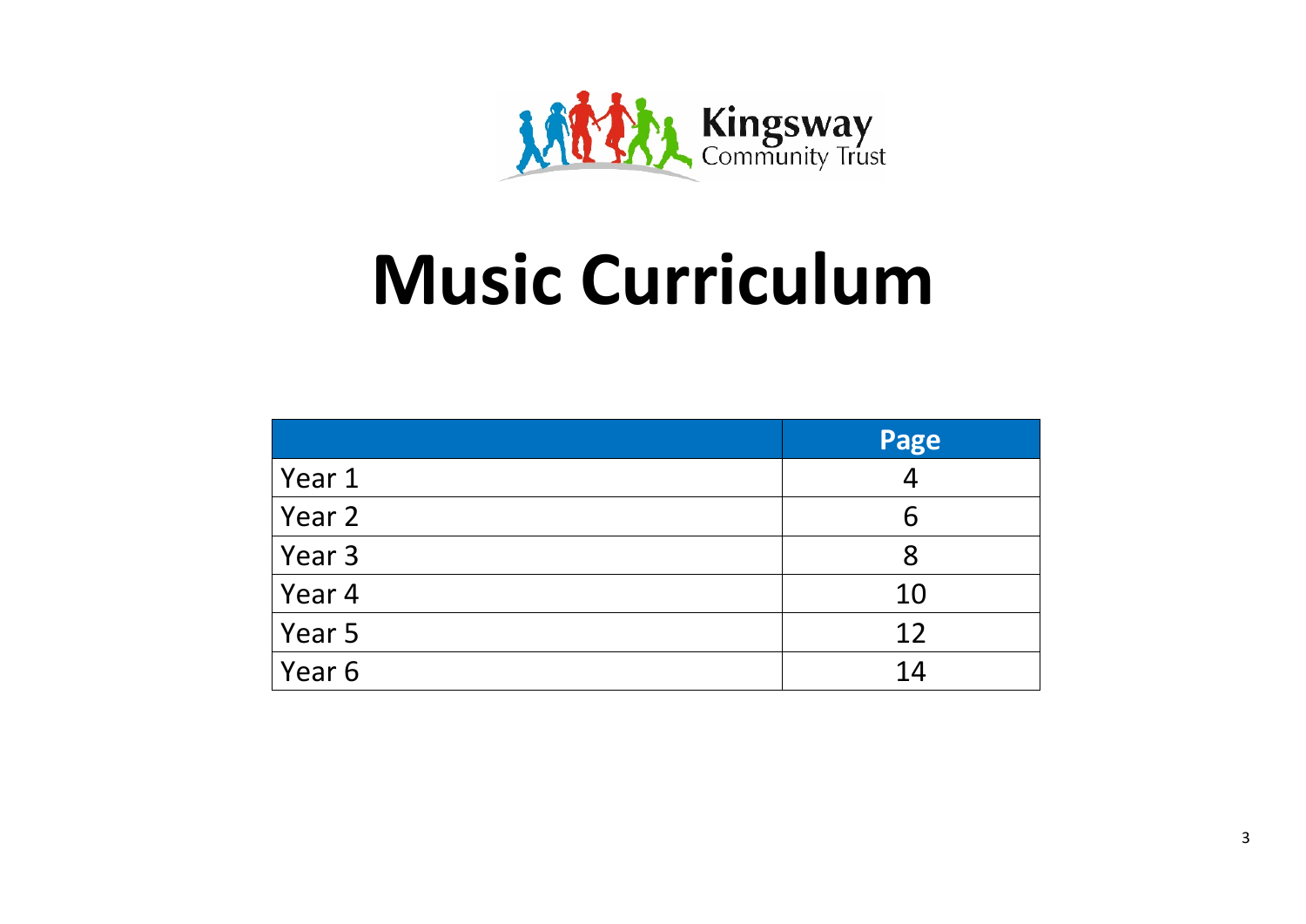Kingsway Community Trust

# Music Curriculum

| | Page |
|---|---|
| Year 1 | 4 |
| Year 2 | 6 |
| Year 3 | 8 |
| Year 4 | 10 |
| Year 5 | 12 |
| Year 6 | 14 |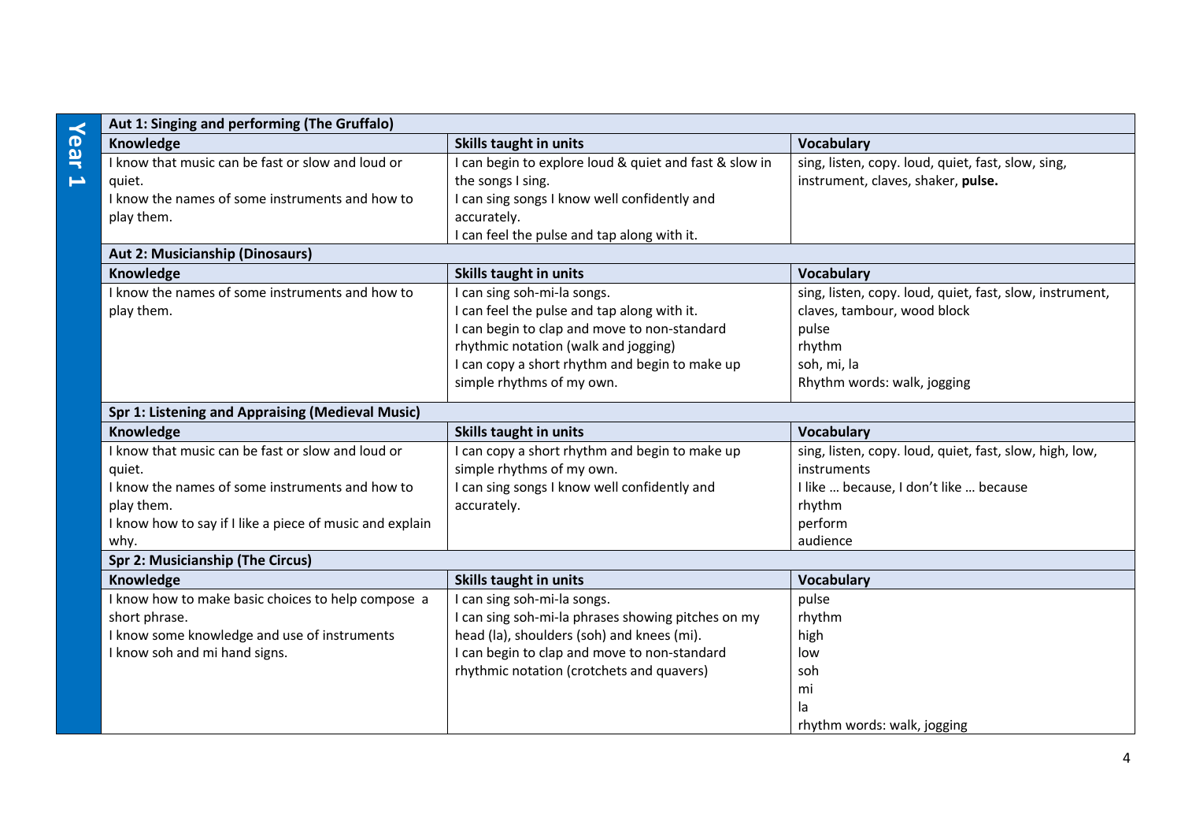## Year 1

| Aut 1: Singing and performing (The Gruffalo) | | |
|---|---|---|
| **Knowledge** | **Skills taught in units** | **Vocabulary** |
| I know that music can be fast or slow and loud or quiet.<br>I know the names of some instruments and how to play them. | I can begin to explore loud & quiet and fast & slow in the songs I sing.<br>I can sing songs I know well confidently and accurately.<br>I can feel the pulse and tap along with it. | sing, listen, copy. loud, quiet, fast, slow, sing, instrument, claves, shaker, **pulse.** |

| Aut 2: Musicianship (Dinosaurs) | | |
|---|---|---|
| **Knowledge** | **Skills taught in units** | **Vocabulary** |
| I know the names of some instruments and how to play them. | I can sing soh-mi-la songs.<br>I can feel the pulse and tap along with it.<br>I can begin to clap and move to non-standard rhythmic notation (walk and jogging)<br>I can copy a short rhythm and begin to make up simple rhythms of my own. | sing, listen, copy. loud, quiet, fast, slow, instrument, claves, tambour, wood block<br>pulse<br>rhythm<br>soh, mi, la<br>Rhythm words: walk, jogging |

| Spr 1: Listening and Appraising (Medieval Music) | | |
|---|---|---|
| **Knowledge** | **Skills taught in units** | **Vocabulary** |
| I know that music can be fast or slow and loud or quiet.<br>I know the names of some instruments and how to play them.<br>I know how to say if I like a piece of music and explain why. | I can copy a short rhythm and begin to make up simple rhythms of my own.<br>I can sing songs I know well confidently and accurately. | sing, listen, copy. loud, quiet, fast, slow, high, low, instruments<br>I like … because, I don't like … because<br>rhythm<br>perform<br>audience |

| Spr 2: Musicianship (The Circus) | | |
|---|---|---|
| **Knowledge** | **Skills taught in units** | **Vocabulary** |
| I know how to make basic choices to help compose a short phrase.<br>I know some knowledge and use of instruments<br>I know soh and mi hand signs. | I can sing soh-mi-la songs.<br>I can sing soh-mi-la phrases showing pitches on my head (la), shoulders (soh) and knees (mi).<br>I can begin to clap and move to non-standard rhythmic notation (crotchets and quavers) | pulse<br>rhythm<br>high<br>low<br>soh<br>mi<br>la<br>rhythm words: walk, jogging |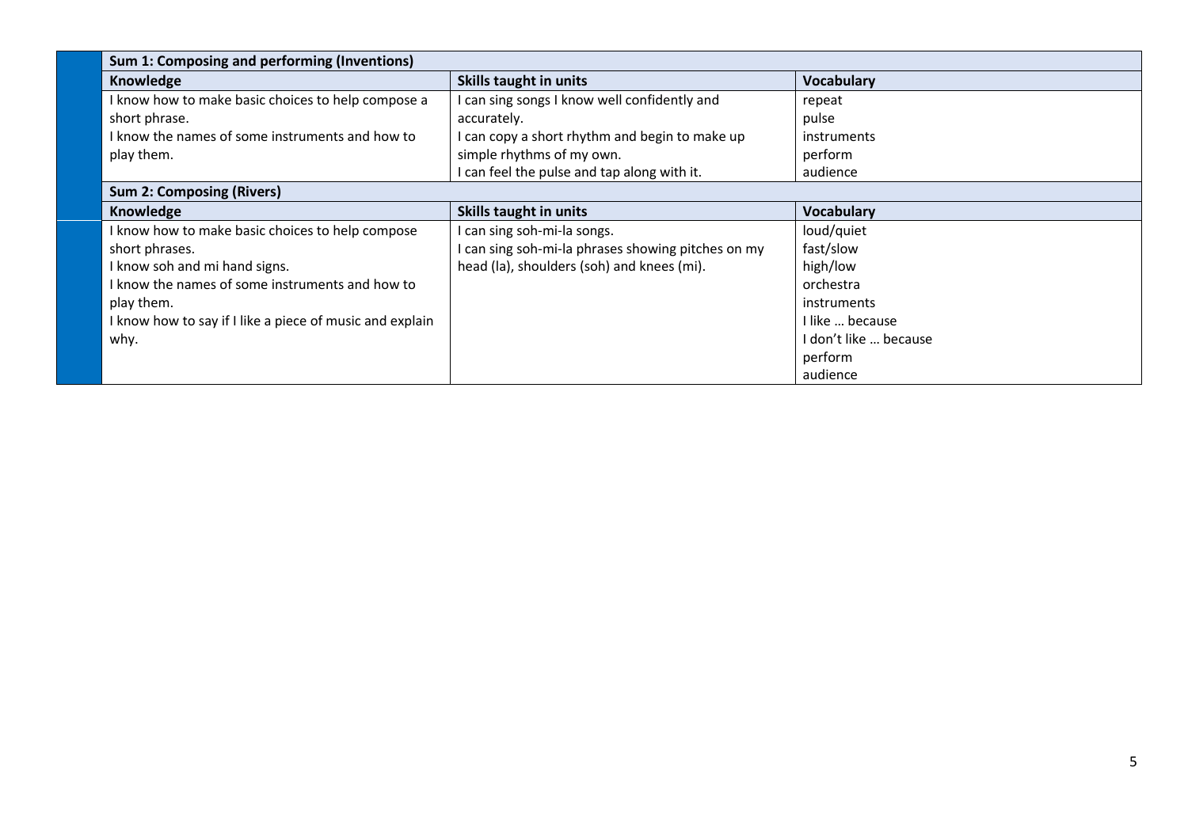| Sum 1: Composing and performing (Inventions) | | |
|---|---|---|
| **Knowledge** | **Skills taught in units** | **Vocabulary** |
| I know how to make basic choices to help compose a short phrase.<br>I know the names of some instruments and how to play them. | I can sing songs I know well confidently and accurately.<br>I can copy a short rhythm and begin to make up simple rhythms of my own.<br>I can feel the pulse and tap along with it. | repeat<br>pulse<br>instruments<br>perform<br>audience |
| **Sum 2: Composing (Rivers)** | | |
| **Knowledge** | **Skills taught in units** | **Vocabulary** |
| I know how to make basic choices to help compose short phrases.<br>I know soh and mi hand signs.<br>I know the names of some instruments and how to play them.<br>I know how to say if I like a piece of music and explain why. | I can sing soh-mi-la songs.<br>I can sing soh-mi-la phrases showing pitches on my head (la), shoulders (soh) and knees (mi). | loud/quiet<br>fast/slow<br>high/low<br>orchestra<br>instruments<br>I like … because<br>I don't like … because<br>perform<br>audience |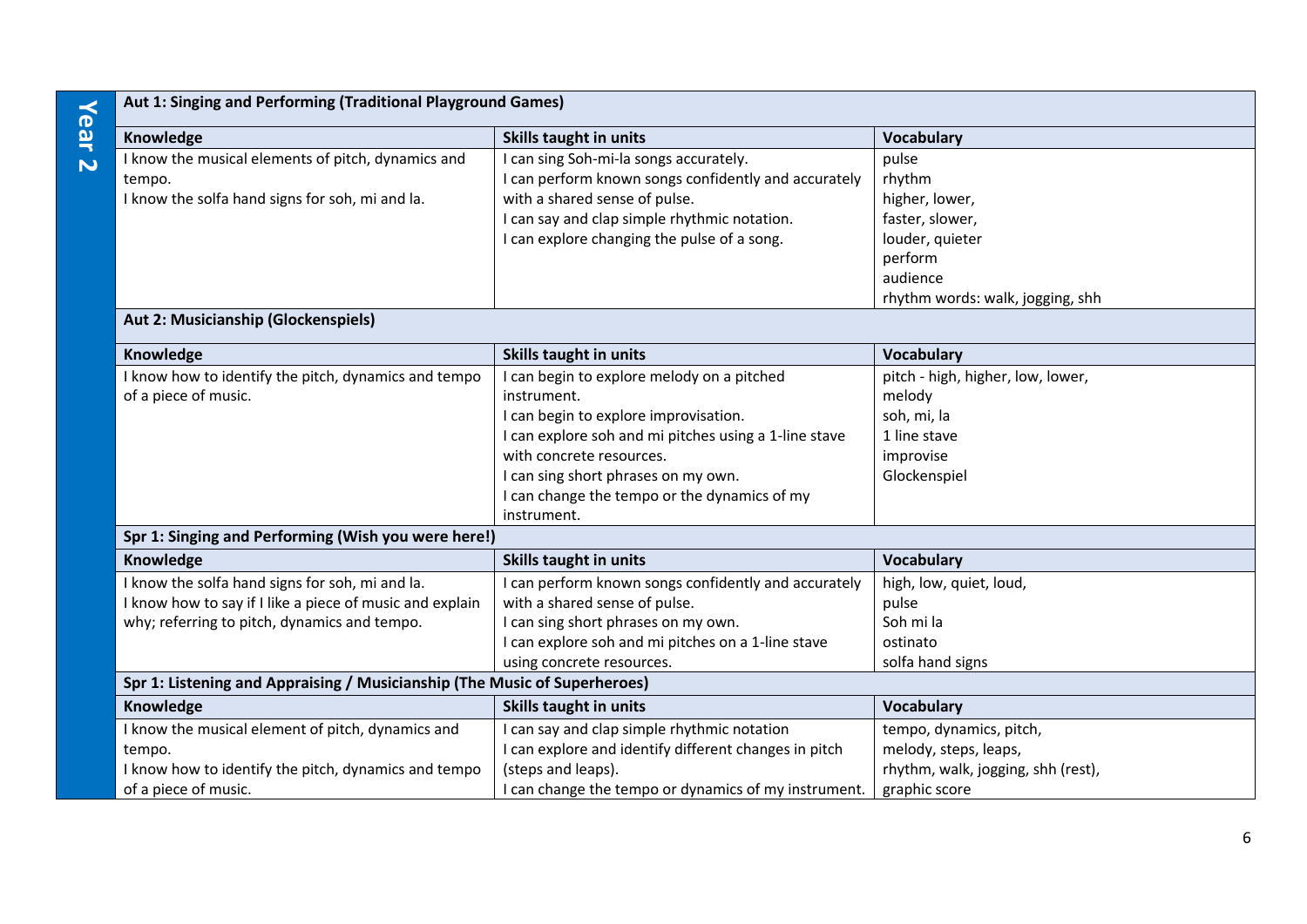## Year 2

### Aut 1: Singing and Performing (Traditional Playground Games)

| Knowledge | Skills taught in units | Vocabulary |
|---|---|---|
| I know the musical elements of pitch, dynamics and tempo.<br>I know the solfa hand signs for soh, mi and la. | I can sing Soh-mi-la songs accurately.<br>I can perform known songs confidently and accurately with a shared sense of pulse.<br>I can say and clap simple rhythmic notation.<br>I can explore changing the pulse of a song. | pulse<br>rhythm<br>higher, lower,<br>faster, slower,<br>louder, quieter<br>perform<br>audience<br>rhythm words: walk, jogging, shh |

### Aut 2: Musicianship (Glockenspiels)

| Knowledge | Skills taught in units | Vocabulary |
|---|---|---|
| I know how to identify the pitch, dynamics and tempo of a piece of music. | I can begin to explore melody on a pitched instrument.<br>I can begin to explore improvisation.<br>I can explore soh and mi pitches using a 1-line stave with concrete resources.<br>I can sing short phrases on my own.<br>I can change the tempo or the dynamics of my instrument. | pitch - high, higher, low, lower,<br>melody<br>soh, mi, la<br>1 line stave<br>improvise<br>Glockenspiel |

### Spr 1: Singing and Performing (Wish you were here!)

| Knowledge | Skills taught in units | Vocabulary |
|---|---|---|
| I know the solfa hand signs for soh, mi and la.<br>I know how to say if I like a piece of music and explain why; referring to pitch, dynamics and tempo. | I can perform known songs confidently and accurately with a shared sense of pulse.<br>I can sing short phrases on my own.<br>I can explore soh and mi pitches on a 1-line stave using concrete resources. | high, low, quiet, loud,<br>pulse<br>Soh mi la<br>ostinato<br>solfa hand signs |

### Spr 1: Listening and Appraising / Musicianship (The Music of Superheroes)

| Knowledge | Skills taught in units | Vocabulary |
|---|---|---|
| I know the musical element of pitch, dynamics and tempo.<br>I know how to identify the pitch, dynamics and tempo of a piece of music. | I can say and clap simple rhythmic notation<br>I can explore and identify different changes in pitch (steps and leaps).<br>I can change the tempo or dynamics of my instrument. | tempo, dynamics, pitch,<br>melody, steps, leaps,<br>rhythm, walk, jogging, shh (rest),<br>graphic score |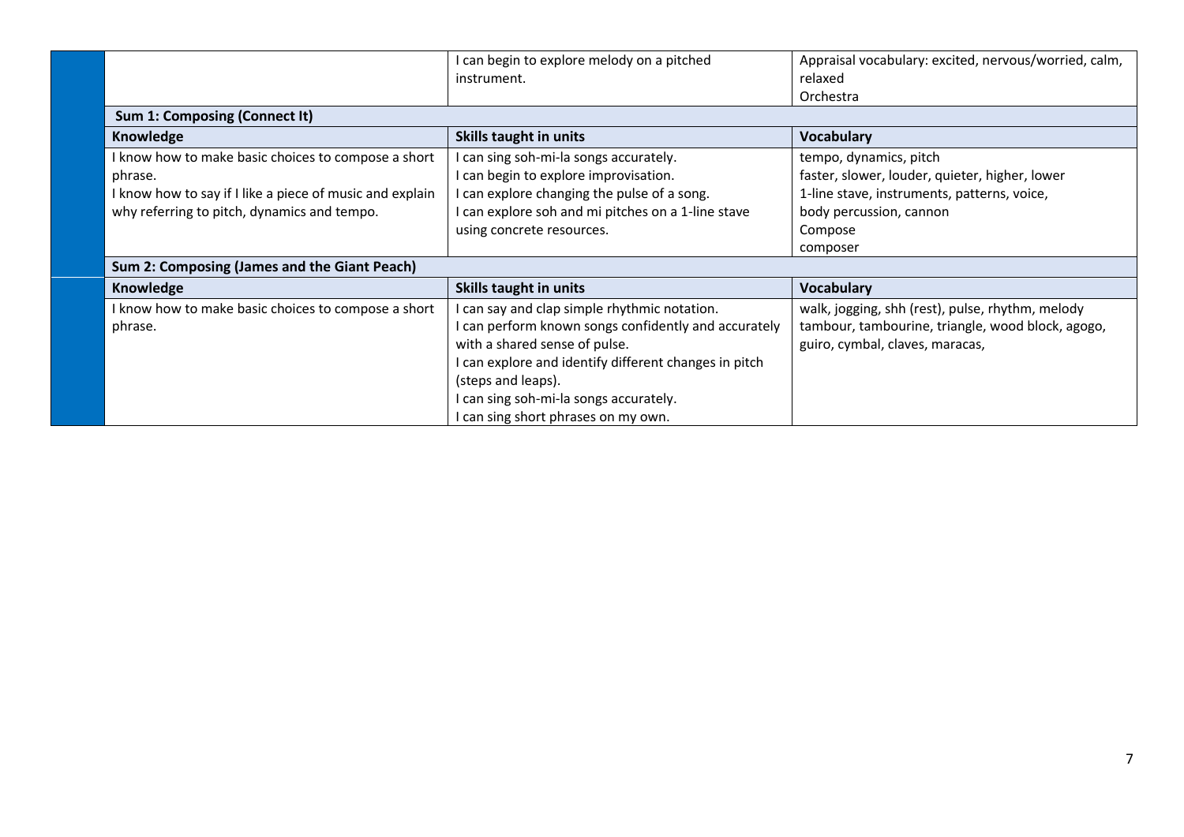| | | |
|---|---|---|
| | I can begin to explore melody on a pitched instrument. | Appraisal vocabulary: excited, nervous/worried, calm, relaxed<br>Orchestra |
| **Sum 1: Composing (Connect It)** | | |
| **Knowledge** | **Skills taught in units** | **Vocabulary** |
| I know how to make basic choices to compose a short phrase.<br>I know how to say if I like a piece of music and explain why referring to pitch, dynamics and tempo. | I can sing soh-mi-la songs accurately.<br>I can begin to explore improvisation.<br>I can explore changing the pulse of a song.<br>I can explore soh and mi pitches on a 1-line stave using concrete resources. | tempo, dynamics, pitch<br>faster, slower, louder, quieter, higher, lower<br>1-line stave, instruments, patterns, voice,<br>body percussion, cannon<br>Compose<br>composer |
| **Sum 2: Composing (James and the Giant Peach)** | | |
| **Knowledge** | **Skills taught in units** | **Vocabulary** |
| I know how to make basic choices to compose a short phrase. | I can say and clap simple rhythmic notation.<br>I can perform known songs confidently and accurately with a shared sense of pulse.<br>I can explore and identify different changes in pitch (steps and leaps).<br>I can sing soh-mi-la songs accurately.<br>I can sing short phrases on my own. | walk, jogging, shh (rest), pulse, rhythm, melody<br>tambour, tambourine, triangle, wood block, agogo, guiro, cymbal, claves, maracas, |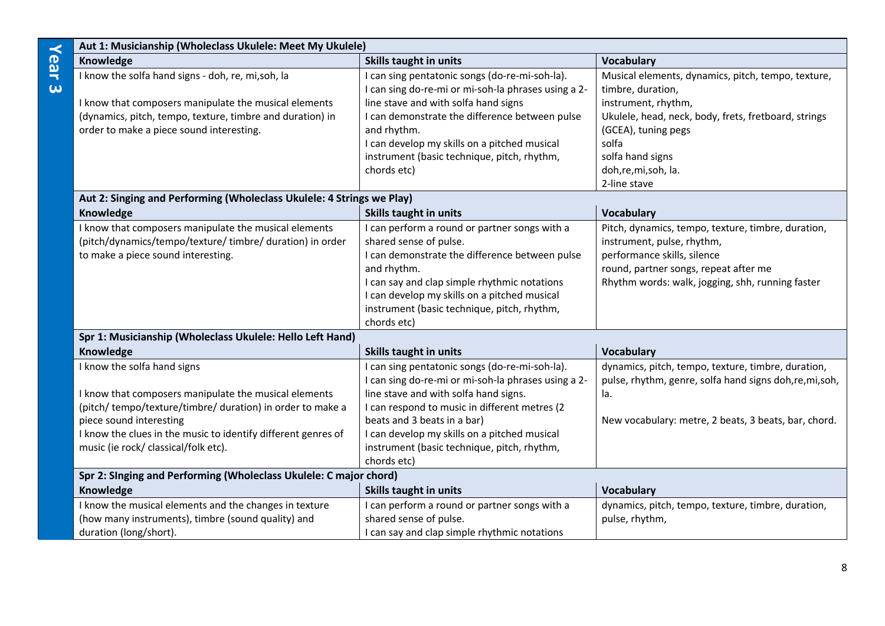## Year 3

| Aut 1: Musicianship (Wholeclass Ukulele: Meet My Ukulele) | | |
|---|---|---|
| **Knowledge** | **Skills taught in units** | **Vocabulary** |
| I know the solfa hand signs - doh, re, mi,soh, la<br><br>I know that composers manipulate the musical elements (dynamics, pitch, tempo, texture, timbre and duration) in order to make a piece sound interesting. | I can sing pentatonic songs (do-re-mi-soh-la).<br>I can sing do-re-mi or mi-soh-la phrases using a 2-line stave and with solfa hand signs<br>I can demonstrate the difference between pulse and rhythm.<br>I can develop my skills on a pitched musical instrument (basic technique, pitch, rhythm, chords etc) | Musical elements, dynamics, pitch, tempo, texture, timbre, duration,<br>instrument, rhythm,<br>Ukulele, head, neck, body, frets, fretboard, strings (GCEA), tuning pegs<br>solfa<br>solfa hand signs<br>doh,re,mi,soh, la.<br>2-line stave |
| **Aut 2: Singing and Performing (Wholeclass Ukulele: 4 Strings we Play)** | | |
| **Knowledge** | **Skills taught in units** | **Vocabulary** |
| I know that composers manipulate the musical elements (pitch/dynamics/tempo/texture/ timbre/ duration) in order to make a piece sound interesting. | I can perform a round or partner songs with a shared sense of pulse.<br>I can demonstrate the difference between pulse and rhythm.<br>I can say and clap simple rhythmic notations<br>I can develop my skills on a pitched musical instrument (basic technique, pitch, rhythm, chords etc) | Pitch, dynamics, tempo, texture, timbre, duration, instrument, pulse, rhythm,<br>performance skills, silence<br>round, partner songs, repeat after me<br>Rhythm words: walk, jogging, shh, running faster |
| **Spr 1: Musicianship (Wholeclass Ukulele: Hello Left Hand)** | | |
| **Knowledge** | **Skills taught in units** | **Vocabulary** |
| I know the solfa hand signs<br><br>I know that composers manipulate the musical elements (pitch/ tempo/texture/timbre/ duration) in order to make a piece sound interesting<br>I know the clues in the music to identify different genres of music (ie rock/ classical/folk etc). | I can sing pentatonic songs (do-re-mi-soh-la).<br>I can sing do-re-mi or mi-soh-la phrases using a 2-line stave and with solfa hand signs.<br>I can respond to music in different metres (2 beats and 3 beats in a bar)<br>I can develop my skills on a pitched musical instrument (basic technique, pitch, rhythm, chords etc) | dynamics, pitch, tempo, texture, timbre, duration, pulse, rhythm, genre, solfa hand signs doh,re,mi,soh, la.<br><br>New vocabulary: metre, 2 beats, 3 beats, bar, chord. |
| **Spr 2: SInging and Performing (Wholeclass Ukulele: C major chord)** | | |
| **Knowledge** | **Skills taught in units** | **Vocabulary** |
| I know the musical elements and the changes in texture (how many instruments), timbre (sound quality) and duration (long/short). | I can perform a round or partner songs with a shared sense of pulse.<br>I can say and clap simple rhythmic notations | dynamics, pitch, tempo, texture, timbre, duration, pulse, rhythm, |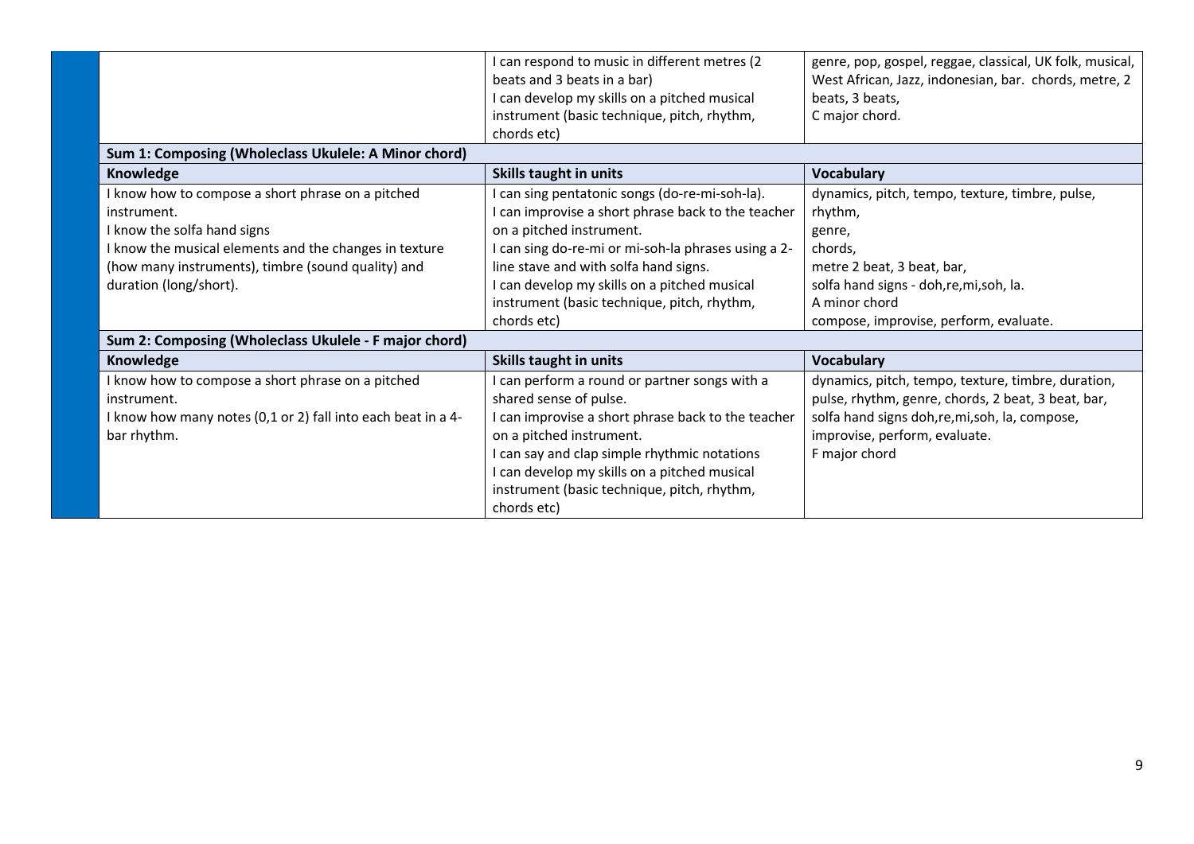| | | |
|---|---|---|
| | I can respond to music in different metres (2 beats and 3 beats in a bar)<br>I can develop my skills on a pitched musical instrument (basic technique, pitch, rhythm, chords etc) | genre, pop, gospel, reggae, classical, UK folk, musical, West African, Jazz, indonesian, bar. chords, metre, 2 beats, 3 beats,<br>C major chord. |
| **Sum 1: Composing (Wholeclass Ukulele: A Minor chord)** | | |
| **Knowledge** | **Skills taught in units** | **Vocabulary** |
| I know how to compose a short phrase on a pitched instrument.<br>I know the solfa hand signs<br>I know the musical elements and the changes in texture (how many instruments), timbre (sound quality) and duration (long/short). | I can sing pentatonic songs (do-re-mi-soh-la).<br>I can improvise a short phrase back to the teacher on a pitched instrument.<br>I can sing do-re-mi or mi-soh-la phrases using a 2-line stave and with solfa hand signs.<br>I can develop my skills on a pitched musical instrument (basic technique, pitch, rhythm, chords etc) | dynamics, pitch, tempo, texture, timbre, pulse, rhythm,<br>genre,<br>chords,<br>metre 2 beat, 3 beat, bar,<br>solfa hand signs - doh,re,mi,soh, la.<br>A minor chord<br>compose, improvise, perform, evaluate. |
| **Sum 2: Composing (Wholeclass Ukulele - F major chord)** | | |
| **Knowledge** | **Skills taught in units** | **Vocabulary** |
| I know how to compose a short phrase on a pitched instrument.<br>I know how many notes (0,1 or 2) fall into each beat in a 4-bar rhythm. | I can perform a round or partner songs with a shared sense of pulse.<br>I can improvise a short phrase back to the teacher on a pitched instrument.<br>I can say and clap simple rhythmic notations<br>I can develop my skills on a pitched musical instrument (basic technique, pitch, rhythm, chords etc) | dynamics, pitch, tempo, texture, timbre, duration, pulse, rhythm, genre, chords, 2 beat, 3 beat, bar, solfa hand signs doh,re,mi,soh, la, compose, improvise, perform, evaluate.<br>F major chord |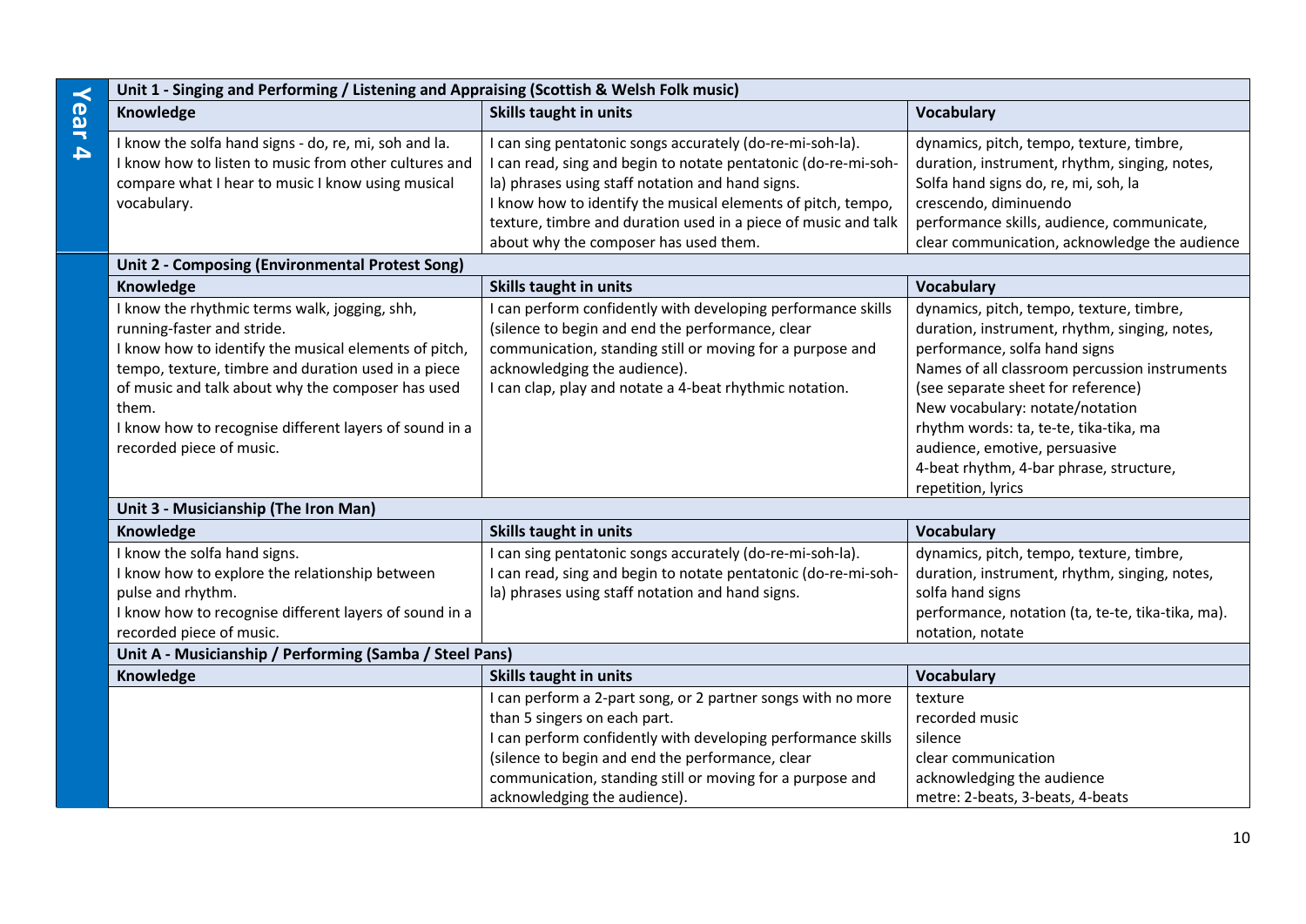## Year 4

| Unit 1 - Singing and Performing / Listening and Appraising (Scottish & Welsh Folk music) | | |
|---|---|---|
| **Knowledge** | **Skills taught in units** | **Vocabulary** |
| I know the solfa hand signs - do, re, mi, soh and la.<br>I know how to listen to music from other cultures and compare what I hear to music I know using musical vocabulary. | I can sing pentatonic songs accurately (do-re-mi-soh-la).<br>I can read, sing and begin to notate pentatonic (do-re-mi-soh-la) phrases using staff notation and hand signs.<br>I know how to identify the musical elements of pitch, tempo, texture, timbre and duration used in a piece of music and talk about why the composer has used them. | dynamics, pitch, tempo, texture, timbre, duration, instrument, rhythm, singing, notes, Solfa hand signs do, re, mi, soh, la<br>crescendo, diminuendo<br>performance skills, audience, communicate, clear communication, acknowledge the audience |

| Unit 2 - Composing (Environmental Protest Song) | | |
|---|---|---|
| **Knowledge** | **Skills taught in units** | **Vocabulary** |
| I know the rhythmic terms walk, jogging, shh, running-faster and stride.<br>I know how to identify the musical elements of pitch, tempo, texture, timbre and duration used in a piece of music and talk about why the composer has used them.<br>I know how to recognise different layers of sound in a recorded piece of music. | I can perform confidently with developing performance skills (silence to begin and end the performance, clear communication, standing still or moving for a purpose and acknowledging the audience).<br>I can clap, play and notate a 4-beat rhythmic notation. | dynamics, pitch, tempo, texture, timbre, duration, instrument, rhythm, singing, notes, performance, solfa hand signs<br>Names of all classroom percussion instruments (see separate sheet for reference)<br>New vocabulary: notate/notation<br>rhythm words: ta, te-te, tika-tika, ma<br>audience, emotive, persuasive<br>4-beat rhythm, 4-bar phrase, structure, repetition, lyrics |

| Unit 3 - Musicianship (The Iron Man) | | |
|---|---|---|
| **Knowledge** | **Skills taught in units** | **Vocabulary** |
| I know the solfa hand signs.<br>I know how to explore the relationship between pulse and rhythm.<br>I know how to recognise different layers of sound in a recorded piece of music. | I can sing pentatonic songs accurately (do-re-mi-soh-la).<br>I can read, sing and begin to notate pentatonic (do-re-mi-soh-la) phrases using staff notation and hand signs. | dynamics, pitch, tempo, texture, timbre, duration, instrument, rhythm, singing, notes, solfa hand signs<br>performance, notation (ta, te-te, tika-tika, ma).<br>notation, notate |

| Unit A - Musicianship / Performing (Samba / Steel Pans) | | |
|---|---|---|
| **Knowledge** | **Skills taught in units** | **Vocabulary** |
| | I can perform a 2-part song, or 2 partner songs with no more than 5 singers on each part.<br>I can perform confidently with developing performance skills (silence to begin and end the performance, clear communication, standing still or moving for a purpose and acknowledging the audience). | texture<br>recorded music<br>silence<br>clear communication<br>acknowledging the audience<br>metre: 2-beats, 3-beats, 4-beats |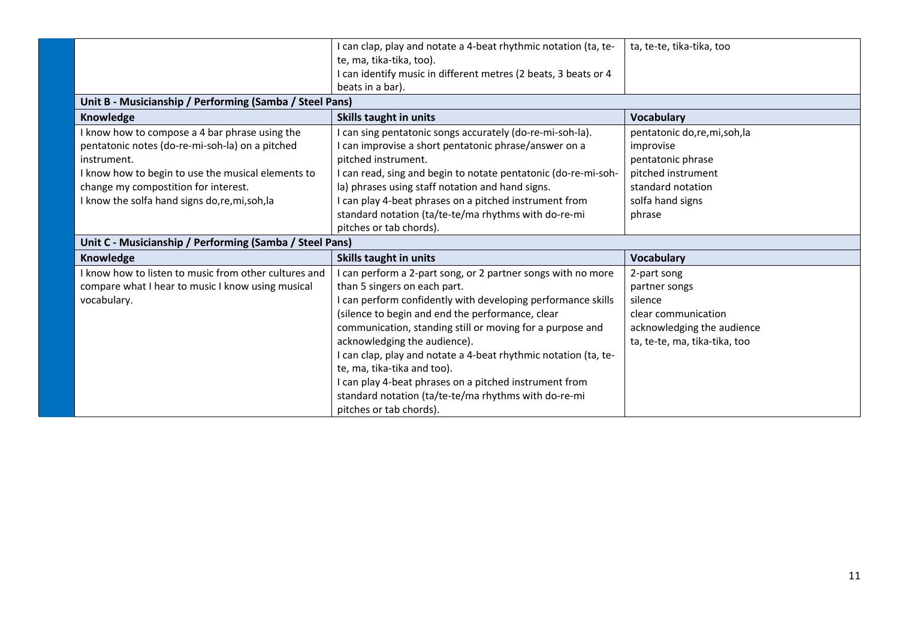| | | |
|---|---|---|
| | I can clap, play and notate a 4-beat rhythmic notation (ta, te-te, ma, tika-tika, too).<br>I can identify music in different metres (2 beats, 3 beats or 4 beats in a bar). | ta, te-te, tika-tika, too |
| **Unit B - Musicianship / Performing (Samba / Steel Pans)** | | |
| **Knowledge** | **Skills taught in units** | **Vocabulary** |
| I know how to compose a 4 bar phrase using the pentatonic notes (do-re-mi-soh-la) on a pitched instrument.<br>I know how to begin to use the musical elements to change my compostition for interest.<br>I know the solfa hand signs do,re,mi,soh,la | I can sing pentatonic songs accurately (do-re-mi-soh-la).<br>I can improvise a short pentatonic phrase/answer on a pitched instrument.<br>I can read, sing and begin to notate pentatonic (do-re-mi-soh-la) phrases using staff notation and hand signs.<br>I can play 4-beat phrases on a pitched instrument from standard notation (ta/te-te/ma rhythms with do-re-mi pitches or tab chords). | pentatonic do,re,mi,soh,la<br>improvise<br>pentatonic phrase<br>pitched instrument<br>standard notation<br>solfa hand signs<br>phrase |
| **Unit C - Musicianship / Performing (Samba / Steel Pans)** | | |
| **Knowledge** | **Skills taught in units** | **Vocabulary** |
| I know how to listen to music from other cultures and compare what I hear to music I know using musical vocabulary. | I can perform a 2-part song, or 2 partner songs with no more than 5 singers on each part.<br>I can perform confidently with developing performance skills (silence to begin and end the performance, clear communication, standing still or moving for a purpose and acknowledging the audience).<br>I can clap, play and notate a 4-beat rhythmic notation (ta, te-te, ma, tika-tika and too).<br>I can play 4-beat phrases on a pitched instrument from standard notation (ta/te-te/ma rhythms with do-re-mi pitches or tab chords). | 2-part song<br>partner songs<br>silence<br>clear communication<br>acknowledging the audience<br>ta, te-te, ma, tika-tika, too |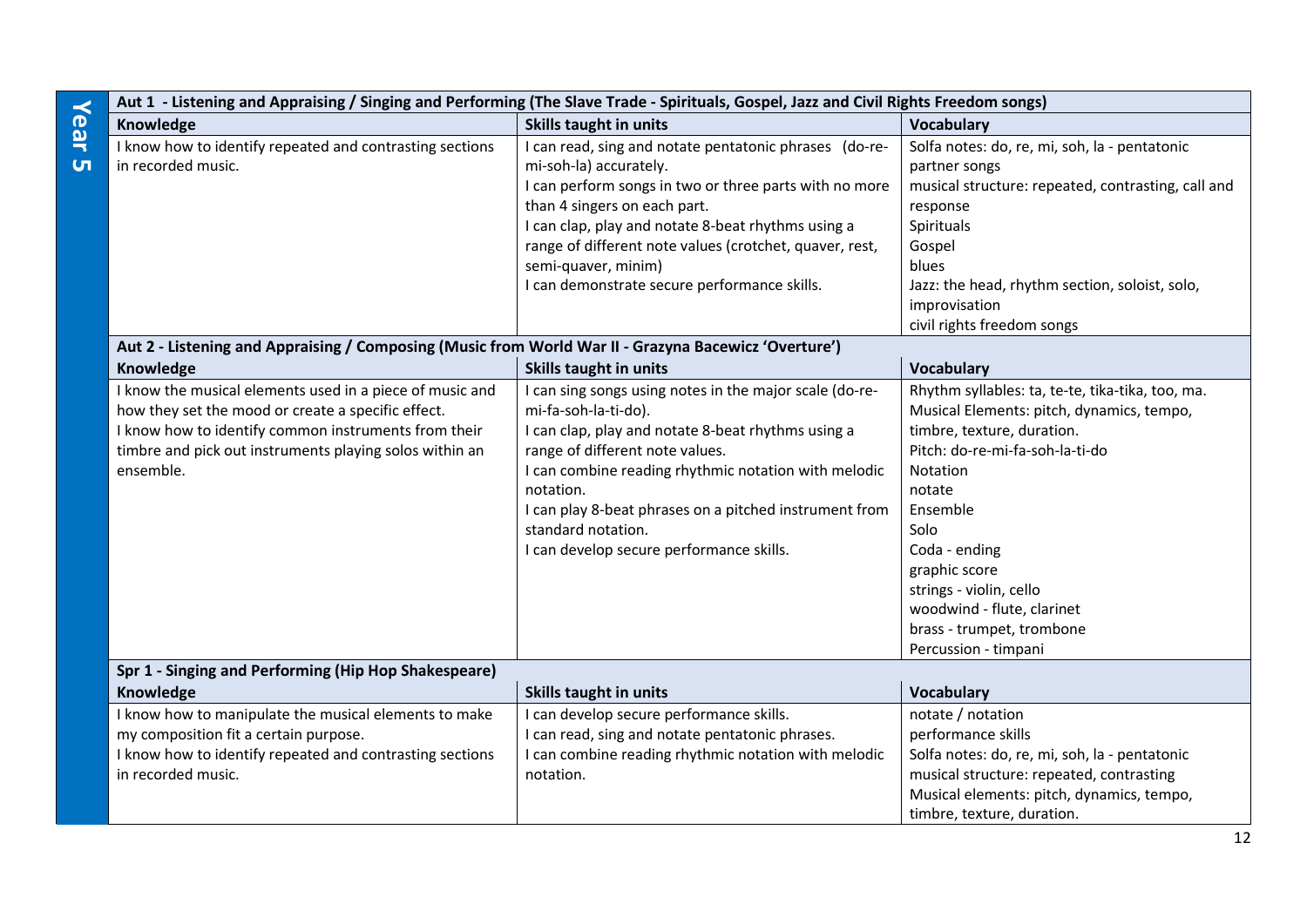## Year 5

| Aut 1 - Listening and Appraising / Singing and Performing (The Slave Trade - Spirituals, Gospel, Jazz and Civil Rights Freedom songs) | | |
|---|---|---|
| **Knowledge** | **Skills taught in units** | **Vocabulary** |
| I know how to identify repeated and contrasting sections in recorded music. | I can read, sing and notate pentatonic phrases (do-re-mi-soh-la) accurately.<br>I can perform songs in two or three parts with no more than 4 singers on each part.<br>I can clap, play and notate 8-beat rhythms using a range of different note values (crotchet, quaver, rest, semi-quaver, minim)<br>I can demonstrate secure performance skills. | Solfa notes: do, re, mi, soh, la - pentatonic<br>partner songs<br>musical structure: repeated, contrasting, call and response<br>Spirituals<br>Gospel<br>blues<br>Jazz: the head, rhythm section, soloist, solo, improvisation<br>civil rights freedom songs |

| Aut 2 - Listening and Appraising / Composing (Music from World War II - Grazyna Bacewicz 'Overture') | | |
|---|---|---|
| **Knowledge** | **Skills taught in units** | **Vocabulary** |
| I know the musical elements used in a piece of music and how they set the mood or create a specific effect.<br>I know how to identify common instruments from their timbre and pick out instruments playing solos within an ensemble. | I can sing songs using notes in the major scale (do-re-mi-fa-soh-la-ti-do).<br>I can clap, play and notate 8-beat rhythms using a range of different note values.<br>I can combine reading rhythmic notation with melodic notation.<br>I can play 8-beat phrases on a pitched instrument from standard notation.<br>I can develop secure performance skills. | Rhythm syllables: ta, te-te, tika-tika, too, ma.<br>Musical Elements: pitch, dynamics, tempo, timbre, texture, duration.<br>Pitch: do-re-mi-fa-soh-la-ti-do<br>Notation<br>notate<br>Ensemble<br>Solo<br>Coda - ending<br>graphic score<br>strings - violin, cello<br>woodwind - flute, clarinet<br>brass - trumpet, trombone<br>Percussion - timpani |

| Spr 1 - Singing and Performing (Hip Hop Shakespeare) | | |
|---|---|---|
| **Knowledge** | **Skills taught in units** | **Vocabulary** |
| I know how to manipulate the musical elements to make my composition fit a certain purpose.<br>I know how to identify repeated and contrasting sections in recorded music. | I can develop secure performance skills.<br>I can read, sing and notate pentatonic phrases.<br>I can combine reading rhythmic notation with melodic notation. | notate / notation<br>performance skills<br>Solfa notes: do, re, mi, soh, la - pentatonic<br>musical structure: repeated, contrasting<br>Musical elements: pitch, dynamics, tempo, timbre, texture, duration. |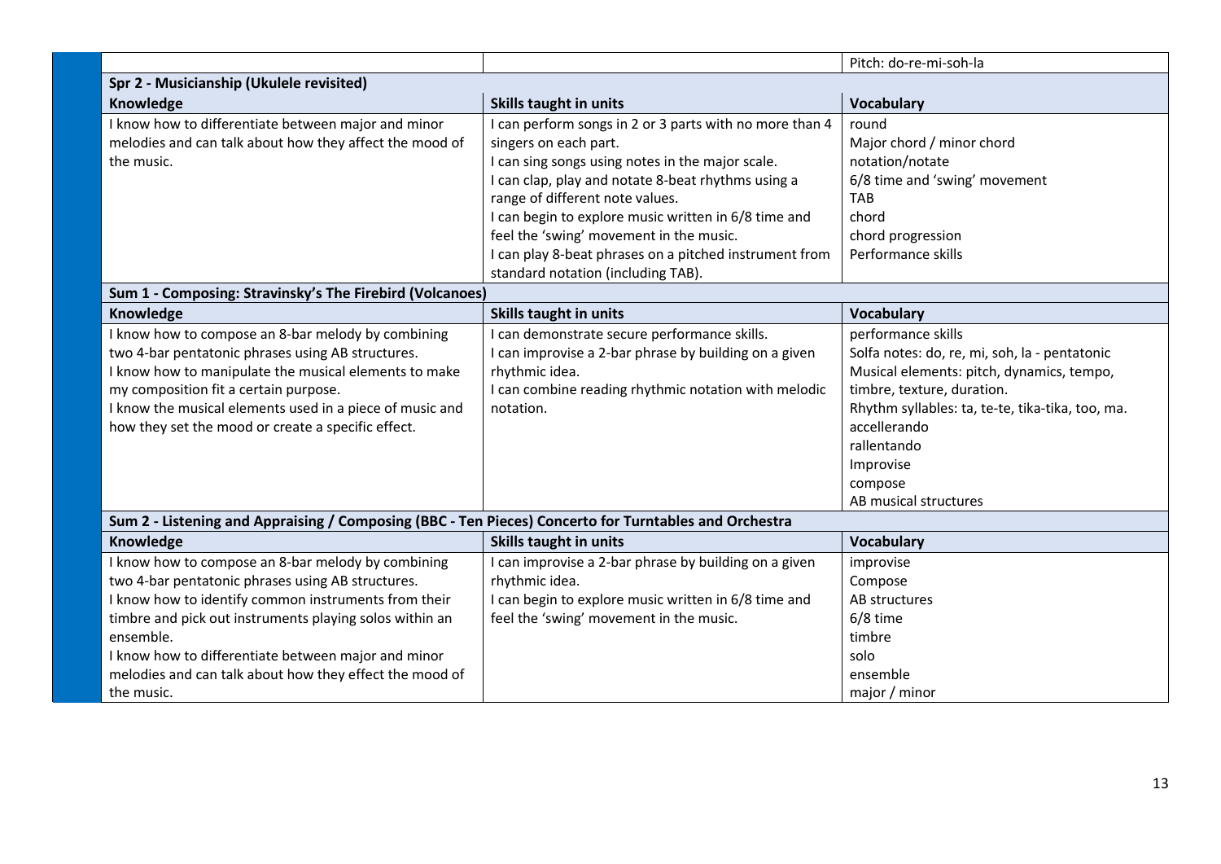| | | |
|---|---|---|
| | | Pitch: do-re-mi-soh-la |
| **Spr 2 - Musicianship (Ukulele revisited)** | | |
| **Knowledge** | **Skills taught in units** | **Vocabulary** |
| I know how to differentiate between major and minor melodies and can talk about how they affect the mood of the music. | I can perform songs in 2 or 3 parts with no more than 4 singers on each part.<br>I can sing songs using notes in the major scale.<br>I can clap, play and notate 8-beat rhythms using a range of different note values.<br>I can begin to explore music written in 6/8 time and feel the 'swing' movement in the music.<br>I can play 8-beat phrases on a pitched instrument from standard notation (including TAB). | round<br>Major chord / minor chord<br>notation/notate<br>6/8 time and 'swing' movement<br>TAB<br>chord<br>chord progression<br>Performance skills |
| **Sum 1 - Composing: Stravinsky's The Firebird (Volcanoes)** | | |
| **Knowledge** | **Skills taught in units** | **Vocabulary** |
| I know how to compose an 8-bar melody by combining two 4-bar pentatonic phrases using AB structures.<br>I know how to manipulate the musical elements to make my composition fit a certain purpose.<br>I know the musical elements used in a piece of music and how they set the mood or create a specific effect. | I can demonstrate secure performance skills.<br>I can improvise a 2-bar phrase by building on a given rhythmic idea.<br>I can combine reading rhythmic notation with melodic notation. | performance skills<br>Solfa notes: do, re, mi, soh, la - pentatonic<br>Musical elements: pitch, dynamics, tempo, timbre, texture, duration.<br>Rhythm syllables: ta, te-te, tika-tika, too, ma.<br>accellerando<br>rallentando<br>Improvise<br>compose<br>AB musical structures |
| **Sum 2 - Listening and Appraising / Composing (BBC - Ten Pieces) Concerto for Turntables and Orchestra** | | |
| **Knowledge** | **Skills taught in units** | **Vocabulary** |
| I know how to compose an 8-bar melody by combining two 4-bar pentatonic phrases using AB structures.<br>I know how to identify common instruments from their timbre and pick out instruments playing solos within an ensemble.<br>I know how to differentiate between major and minor melodies and can talk about how they effect the mood of the music. | I can improvise a 2-bar phrase by building on a given rhythmic idea.<br>I can begin to explore music written in 6/8 time and feel the 'swing' movement in the music. | improvise<br>Compose<br>AB structures<br>6/8 time<br>timbre<br>solo<br>ensemble<br>major / minor |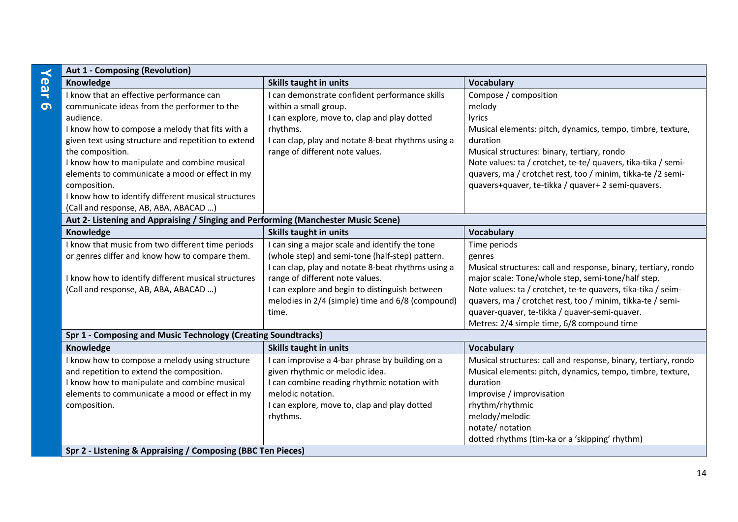## Year 6

| Aut 1 - Composing (Revolution) | | |
|---|---|---|
| **Knowledge** | **Skills taught in units** | **Vocabulary** |
| I know that an effective performance can communicate ideas from the performer to the audience.<br>I know how to compose a melody that fits with a given text using structure and repetition to extend the composition.<br>I know how to manipulate and combine musical elements to communicate a mood or effect in my composition.<br>I know how to identify different musical structures (Call and response, AB, ABA, ABACAD …) | I can demonstrate confident performance skills within a small group.<br>I can explore, move to, clap and play dotted rhythms.<br>I can clap, play and notate 8-beat rhythms using a range of different note values. | Compose / composition<br>melody<br>lyrics<br>Musical elements: pitch, dynamics, tempo, timbre, texture, duration<br>Musical structures: binary, tertiary, rondo<br>Note values: ta / crotchet, te-te/ quavers, tika-tika / semi-quavers, ma / crotchet rest, too / minim, tikka-te /2 semi-quavers+quaver, te-tikka / quaver+ 2 semi-quavers. |
| **Aut 2- Listening and Appraising / Singing and Performing (Manchester Music Scene)** | | |
| **Knowledge** | **Skills taught in units** | **Vocabulary** |
| I know that music from two different time periods or genres differ and know how to compare them.<br><br>I know how to identify different musical structures (Call and response, AB, ABA, ABACAD …) | I can sing a major scale and identify the tone (whole step) and semi-tone (half-step) pattern.<br>I can clap, play and notate 8-beat rhythms using a range of different note values.<br>I can explore and begin to distinguish between melodies in 2/4 (simple) time and 6/8 (compound) time. | Time periods<br>genres<br>Musical structures: call and response, binary, tertiary, rondo<br>major scale: Tone/whole step, semi-tone/half step.<br>Note values: ta / crotchet, te-te quavers, tika-tika / seim-quavers, ma / crotchet rest, too / minim, tikka-te / semi-quaver-quaver, te-tikka / quaver-semi-quaver.<br>Metres: 2/4 simple time, 6/8 compound time |
| **Spr 1 - Composing and Music Technology (Creating Soundtracks)** | | |
| **Knowledge** | **Skills taught in units** | **Vocabulary** |
| I know how to compose a melody using structure and repetition to extend the composition.<br>I know how to manipulate and combine musical elements to communicate a mood or effect in my composition. | I can improvise a 4-bar phrase by building on a given rhythmic or melodic idea.<br>I can combine reading rhythmic notation with melodic notation.<br>I can explore, move to, clap and play dotted rhythms. | Musical structures: call and response, binary, tertiary, rondo<br>Musical elements: pitch, dynamics, tempo, timbre, texture, duration<br>Improvise / improvisation<br>rhythm/rhythmic<br>melody/melodic<br>notate/ notation<br>dotted rhythms (tim-ka or a 'skipping' rhythm) |
| **Spr 2 - LIstening & Appraising / Composing (BBC Ten Pieces)** | | |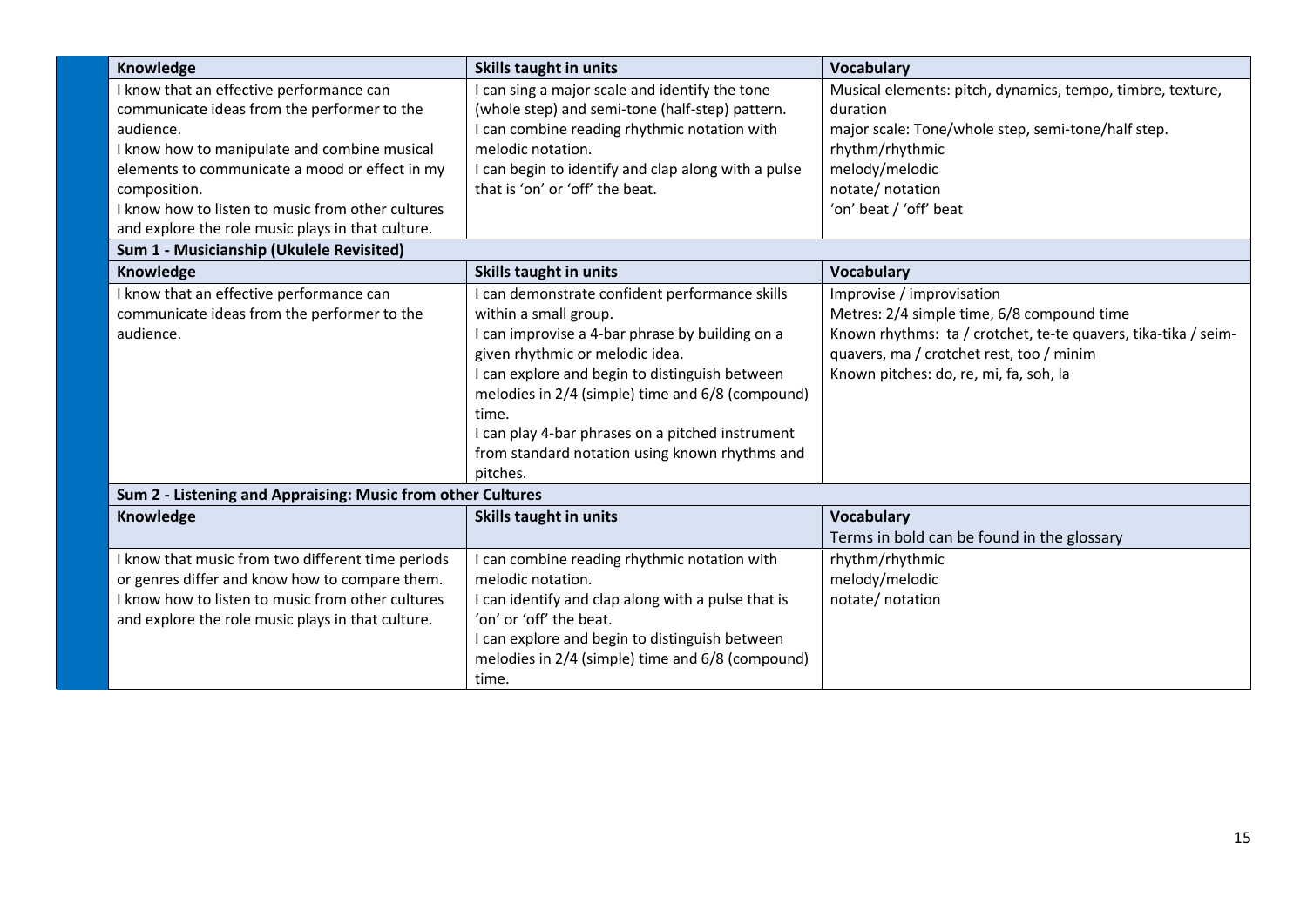| Knowledge | Skills taught in units | Vocabulary |
|---|---|---|
| I know that an effective performance can communicate ideas from the performer to the audience.<br>I know how to manipulate and combine musical elements to communicate a mood or effect in my composition.<br>I know how to listen to music from other cultures and explore the role music plays in that culture. | I can sing a major scale and identify the tone (whole step) and semi-tone (half-step) pattern.<br>I can combine reading rhythmic notation with melodic notation.<br>I can begin to identify and clap along with a pulse that is 'on' or 'off' the beat. | Musical elements: pitch, dynamics, tempo, timbre, texture, duration<br>major scale: Tone/whole step, semi-tone/half step.<br>rhythm/rhythmic<br>melody/melodic<br>notate/ notation<br>'on' beat / 'off' beat |
| **Sum 1 - Musicianship (Ukulele Revisited)** | | |
| **Knowledge** | **Skills taught in units** | **Vocabulary** |
| I know that an effective performance can communicate ideas from the performer to the audience. | I can demonstrate confident performance skills within a small group.<br>I can improvise a 4-bar phrase by building on a given rhythmic or melodic idea.<br>I can explore and begin to distinguish between melodies in 2/4 (simple) time and 6/8 (compound) time.<br>I can play 4-bar phrases on a pitched instrument from standard notation using known rhythms and pitches. | Improvise / improvisation<br>Metres: 2/4 simple time, 6/8 compound time<br>Known rhythms: ta / crotchet, te-te quavers, tika-tika / seim-quavers, ma / crotchet rest, too / minim<br>Known pitches: do, re, mi, fa, soh, la |
| **Sum 2 - Listening and Appraising: Music from other Cultures** | | |
| **Knowledge** | **Skills taught in units** | **Vocabulary**<br>Terms in bold can be found in the glossary |
| I know that music from two different time periods or genres differ and know how to compare them.<br>I know how to listen to music from other cultures and explore the role music plays in that culture. | I can combine reading rhythmic notation with melodic notation.<br>I can identify and clap along with a pulse that is 'on' or 'off' the beat.<br>I can explore and begin to distinguish between melodies in 2/4 (simple) time and 6/8 (compound) time. | rhythm/rhythmic<br>melody/melodic<br>notate/ notation |